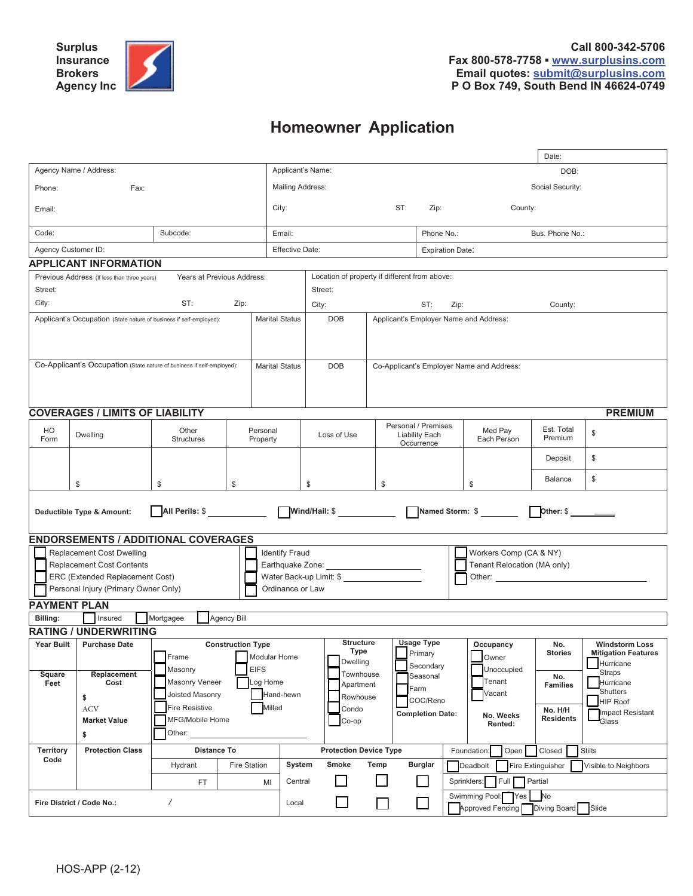**Surplus Insurance Brokers Agency Inc**

**Call 800-342-5706**
**Fax 800-578-7758 ▪ www.surplusins.com**
**Email quotes: submit@surplusins.com**
**P O Box 749, South Bend IN 46624-0749**

# Homeowner Application

| | | | | | Date: |
|---|---|---|---|---|---|
| Agency Name / Address: | | Applicant's Name: | | | DOB: |
| Phone: Fax: | | Mailing Address: | | | Social Security: |
| Email: | | City: ST: Zip: | | | County: |
| Code: | Subcode: | Email: | Phone No.: | | Bus. Phone No.: |
| Agency Customer ID: | | Effective Date: | Expiration Date: | | |

## APPLICANT INFORMATION

| Previous Address (If less than three years) Years at Previous Address: | | | Location of property if different from above: |
|---|---|---|---|
| Street: | | | Street: |
| City: ST: Zip: | | | City: ST: Zip: County: |
| Applicant's Occupation (State nature of business if self-employed): | Marital Status | DOB | Applicant's Employer Name and Address: |
| Co-Applicant's Occupation (State nature of business if self-employed): | Marital Status | DOB | Co-Applicant's Employer Name and Address: |

## COVERAGES / LIMITS OF LIABILITY — PREMIUM

| HO Form | Dwelling | Other Structures | Personal Property | Loss of Use | Personal / Premises Liability Each Occurrence | Med Pay Each Person | Est. Total Premium | $ |
|---|---|---|---|---|---|---|---|---|
| | | | | | | | Deposit | $ |
| | $ | $ | $ | $ | $ | $ | Balance | $ |

**Deductible Type & Amount:** ☐ **All Perils:** $ ____ ☐ **Wind/Hail:** $ ____ ☐ **Named Storm:** $ ____ ☐ **Other:** $ ____

## ENDORSEMENTS / ADDITIONAL COVERAGES

| | | |
|---|---|---|
| ☐ Replacement Cost Dwelling | ☐ Identify Fraud | ☐ Workers Comp (CA & NY) |
| ☐ Replacement Cost Contents | ☐ Earthquake Zone: ____ | ☐ Tenant Relocation (MA only) |
| ☐ ERC (Extended Replacement Cost) | ☐ Water Back-up Limit: $ ____ | ☐ Other: ____ |
| ☐ Personal Injury (Primary Owner Only) | ☐ Ordinance or Law | |

## PAYMENT PLAN

**Billing:** ☐ Insured ☐ Mortgagee ☐ Agency Bill

## RATING / UNDERWRITING

| Year Built | Purchase Date | Construction Type | Structure Type | Usage Type | Occupancy | No. Stories | Windstorm Loss Mitigation Features |
|---|---|---|---|---|---|---|---|
| | | ☐ Frame ☐ Modular Home | ☐ Dwelling | ☐ Primary | ☐ Owner | | ☐ Hurricane Straps |
| **Square Feet** | **Replacement Cost** | ☐ Masonry ☐ EIFS | ☐ Townhouse | ☐ Secondary | ☐ Unoccupied | **No. Families** | ☐ Hurricane Shutters |
| | $ | ☐ Masonry Veneer ☐ Log Home | ☐ Apartment | ☐ Seasonal | ☐ Tenant | | ☐ HIP Roof |
| | **ACV** | ☐ Joisted Masonry ☐ Hand-hewn | ☐ Rowhouse | ☐ Farm | ☐ Vacant | **No. H/H Residents** | ☐ Impact Resistant Glass |
| | **Market Value** | ☐ Fire Resistive ☐ Milled | ☐ Condo | ☐ COC/Reno | | | |
| | $ | ☐ MFG/Mobile Home | ☐ Co-op | **Completion Date:** | **No. Weeks Rented:** | | |
| | | ☐ Other: ____ | | | | | |

| Territory Code | Protection Class | Distance To | | Protection Device Type | | | | Foundation: ☐ Open ☐ Closed ☐ Stilts |
|---|---|---|---|---|---|---|---|---|
| | | Hydrant | Fire Station | System | Smoke | Temp | Burglar | ☐ Deadbolt ☐ Fire Extinguisher ☐ Visible to Neighbors |
| | | FT | MI | Central | ☐ | ☐ | ☐ | Sprinklers: ☐ Full ☐ Partial |
| **Fire District / Code No.:** / | | | | Local | ☐ | ☐ | ☐ | Swimming Pool: ☐ Yes ☐ No ☐ Approved Fencing ☐ Diving Board ☐ Slide |

HOS-APP (2-12)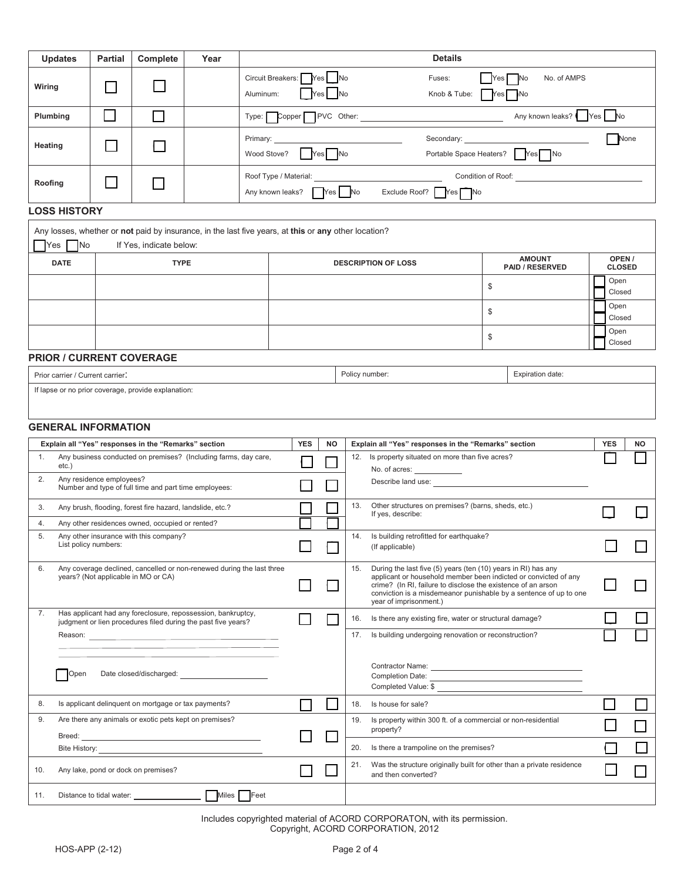| Updates | Partial | Complete | Year | Details |
|---|---|---|---|---|
| Wiring | ☐ | ☐ | | Circuit Breakers: ☐ Yes ☐ No &nbsp;&nbsp; Fuses: ☐ Yes ☐ No &nbsp;&nbsp; No. of AMPS<br>Aluminum: ☐ Yes ☐ No &nbsp;&nbsp; Knob & Tube: ☐ Yes ☐ No |
| Plumbing | ☐ | ☐ | | Type: ☐ Copper ☐ PVC Other: ______ &nbsp;&nbsp; Any known leaks? ☐ Yes ☐ No |
| Heating | ☐ | ☐ | | Primary: ______ &nbsp;&nbsp; Secondary: ______ &nbsp;&nbsp; ☐ None<br>Wood Stove? ☐ Yes ☐ No &nbsp;&nbsp; Portable Space Heaters? ☐ Yes ☐ No |
| Roofing | ☐ | ☐ | | Roof Type / Material: ______ &nbsp;&nbsp; Condition of Roof: ______<br>Any known leaks? ☐ Yes ☐ No &nbsp;&nbsp; Exclude Roof? ☐ Yes ☐ No |

## LOSS HISTORY

Any losses, whether or **not** paid by insurance, in the last five years, at **this** or **any** other location?

☐ Yes ☐ No &nbsp;&nbsp; If Yes, indicate below:

| DATE | TYPE | DESCRIPTION OF LOSS | AMOUNT PAID / RESERVED | OPEN / CLOSED |
|---|---|---|---|---|
| | | | $ | ☐ Open ☐ Closed |
| | | | $ | ☐ Open ☐ Closed |
| | | | $ | ☐ Open ☐ Closed |

## PRIOR / CURRENT COVERAGE

| Prior carrier / Current carrier: | Policy number: | Expiration date: |
|---|---|---|
| If lapse or no prior coverage, provide explanation: | | |

## GENERAL INFORMATION

| Explain all "Yes" responses in the "Remarks" section | YES | NO |
|---|---|---|
| 1. Any business conducted on premises? (Including farms, day care, etc.) | ☐ | ☐ |
| 2. Any residence employees?<br>Number and type of full time and part time employees: | ☐ | ☐ |
| 3. Any brush, flooding, forest fire hazard, landslide, etc.? | ☐ | ☐ |
| 4. Any other residences owned, occupied or rented? | ☐ | ☐ |
| 5. Any other insurance with this company?<br>List policy numbers: | ☐ | ☐ |
| 6. Any coverage declined, cancelled or non-renewed during the last three years? (Not applicable in MO or CA) | ☐ | ☐ |
| 7. Has applicant had any foreclosure, repossession, bankruptcy, judgment or lien procedures filed during the past five years?<br>Reason: ______<br>☐ Open &nbsp;&nbsp; Date closed/discharged: ______ | ☐ | ☐ |
| 8. Is applicant delinquent on mortgage or tax payments? | ☐ | ☐ |
| 9. Are there any animals or exotic pets kept on premises?<br>Breed: ______<br>Bite History: ______ | ☐ | ☐ |
| 10. Any lake, pond or dock on premises? | ☐ | ☐ |
| 11. Distance to tidal water: ______ ☐ Miles ☐ Feet | | |

| Explain all "Yes" responses in the "Remarks" section | YES | NO |
|---|---|---|
| 12. Is property situated on more than five acres?<br>No. of acres: ______<br>Describe land use: ______ | ☐ | ☐ |
| 13. Other structures on premises? (barns, sheds, etc.)<br>If yes, describe: | ☐ | ☐ |
| 14. Is building retrofitted for earthquake?<br>(If applicable) | ☐ | ☐ |
| 15. During the last five (5) years (ten (10) years in RI) has any applicant or household member been indicted or convicted of any crime? (In RI, failure to disclose the existence of an arson conviction is a misdemeanor punishable by a sentence of up to one year of imprisonment.) | ☐ | ☐ |
| 16. Is there any existing fire, water or structural damage? | ☐ | ☐ |
| 17. Is building undergoing renovation or reconstruction?<br>Contractor Name: ______<br>Completion Date: ______<br>Completed Value: $ ______ | ☐ | ☐ |
| 18. Is house for sale? | ☐ | ☐ |
| 19. Is property within 300 ft. of a commercial or non-residential property? | ☐ | ☐ |
| 20. Is there a trampoline on the premises? | ☐ | ☐ |
| 21. Was the structure originally built for other than a private residence and then converted? | ☐ | ☐ |

Includes copyrighted material of ACORD CORPORATON, with its permission.
Copyright, ACORD CORPORATION, 2012

HOS-APP (2-12)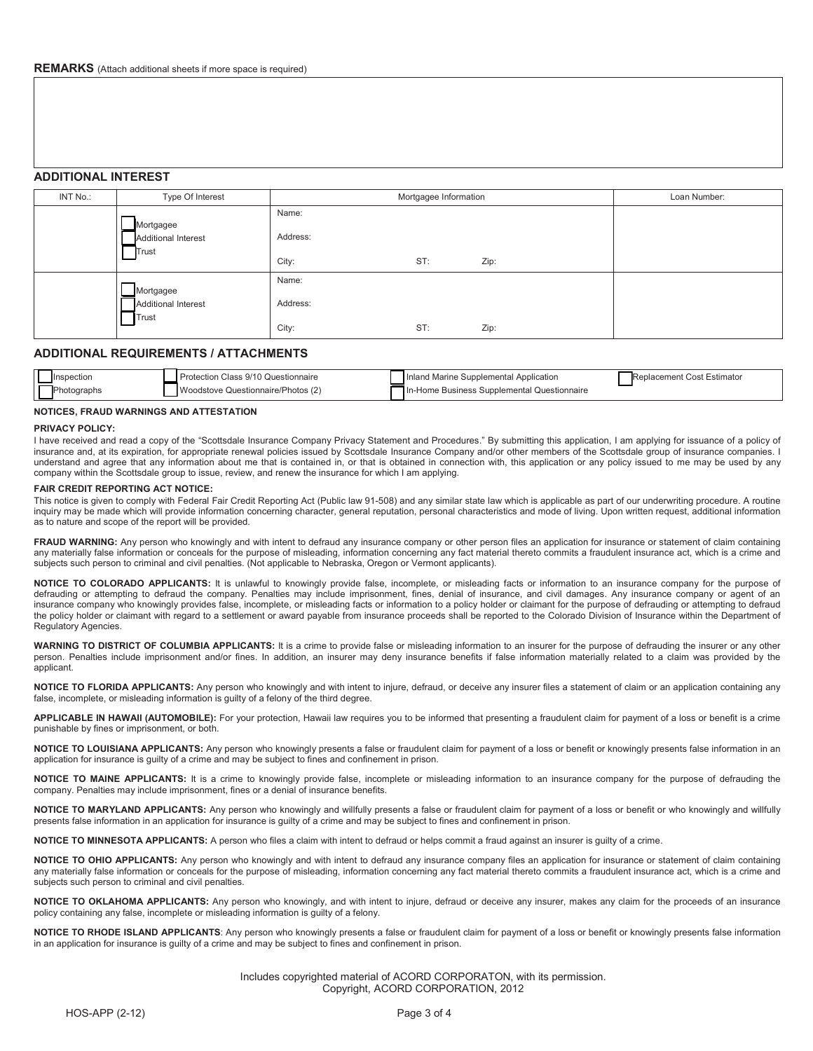**REMARKS** (Attach additional sheets if more space is required)

## ADDITIONAL INTEREST

| INT No.: | Type Of Interest | Mortgagee Information | Loan Number: |
|---|---|---|---|
| | ☐ Mortgagee<br>☐ Additional Interest<br>☐ Trust | Name:<br>Address:<br>City: ST: Zip: | |
| | ☐ Mortgagee<br>☐ Additional Interest<br>☐ Trust | Name:<br>Address:<br>City: ST: Zip: | |

## ADDITIONAL REQUIREMENTS / ATTACHMENTS

| | | | |
|---|---|---|---|
| ☐ Inspection | ☐ Protection Class 9/10 Questionnaire | ☐ Inland Marine Supplemental Application | ☐ Replacement Cost Estimator |
| ☐ Photographs | ☐ Woodstove Questionnaire/Photos (2) | ☐ In-Home Business Supplemental Questionnaire | |

**NOTICES, FRAUD WARNINGS AND ATTESTATION**

**PRIVACY POLICY:**

I have received and read a copy of the "Scottsdale Insurance Company Privacy Statement and Procedures." By submitting this application, I am applying for issuance of a policy of insurance and, at its expiration, for appropriate renewal policies issued by Scottsdale Insurance Company and/or other members of the Scottsdale group of insurance companies. I understand and agree that any information about me that is contained in, or that is obtained in connection with, this application or any policy issued to me may be used by any company within the Scottsdale group to issue, review, and renew the insurance for which I am applying.

**FAIR CREDIT REPORTING ACT NOTICE:**

This notice is given to comply with Federal Fair Credit Reporting Act (Public law 91-508) and any similar state law which is applicable as part of our underwriting procedure. A routine inquiry may be made which will provide information concerning character, general reputation, personal characteristics and mode of living. Upon written request, additional information as to nature and scope of the report will be provided.

**FRAUD WARNING:** Any person who knowingly and with intent to defraud any insurance company or other person files an application for insurance or statement of claim containing any materially false information or conceals for the purpose of misleading, information concerning any fact material thereto commits a fraudulent insurance act, which is a crime and subjects such person to criminal and civil penalties. (Not applicable to Nebraska, Oregon or Vermont applicants).

**NOTICE TO COLORADO APPLICANTS:** It is unlawful to knowingly provide false, incomplete, or misleading facts or information to an insurance company for the purpose of defrauding or attempting to defraud the company. Penalties may include imprisonment, fines, denial of insurance, and civil damages. Any insurance company or agent of an insurance company who knowingly provides false, incomplete, or misleading facts or information to a policy holder or claimant for the purpose of defrauding or attempting to defraud the policy holder or claimant with regard to a settlement or award payable from insurance proceeds shall be reported to the Colorado Division of Insurance within the Department of Regulatory Agencies.

**WARNING TO DISTRICT OF COLUMBIA APPLICANTS:** It is a crime to provide false or misleading information to an insurer for the purpose of defrauding the insurer or any other person. Penalties include imprisonment and/or fines. In addition, an insurer may deny insurance benefits if false information materially related to a claim was provided by the applicant.

**NOTICE TO FLORIDA APPLICANTS:** Any person who knowingly and with intent to injure, defraud, or deceive any insurer files a statement of claim or an application containing any false, incomplete, or misleading information is guilty of a felony of the third degree.

**APPLICABLE IN HAWAII (AUTOMOBILE):** For your protection, Hawaii law requires you to be informed that presenting a fraudulent claim for payment of a loss or benefit is a crime punishable by fines or imprisonment, or both.

**NOTICE TO LOUISIANA APPLICANTS:** Any person who knowingly presents a false or fraudulent claim for payment of a loss or benefit or knowingly presents false information in an application for insurance is guilty of a crime and may be subject to fines and confinement in prison.

**NOTICE TO MAINE APPLICANTS:** It is a crime to knowingly provide false, incomplete or misleading information to an insurance company for the purpose of defrauding the company. Penalties may include imprisonment, fines or a denial of insurance benefits.

**NOTICE TO MARYLAND APPLICANTS:** Any person who knowingly and willfully presents a false or fraudulent claim for payment of a loss or benefit or who knowingly and willfully presents false information in an application for insurance is guilty of a crime and may be subject to fines and confinement in prison.

**NOTICE TO MINNESOTA APPLICANTS:** A person who files a claim with intent to defraud or helps commit a fraud against an insurer is guilty of a crime.

**NOTICE TO OHIO APPLICANTS:** Any person who knowingly and with intent to defraud any insurance company files an application for insurance or statement of claim containing any materially false information or conceals for the purpose of misleading, information concerning any fact material thereto commits a fraudulent insurance act, which is a crime and subjects such person to criminal and civil penalties.

**NOTICE TO OKLAHOMA APPLICANTS:** Any person who knowingly, and with intent to injure, defraud or deceive any insurer, makes any claim for the proceeds of an insurance policy containing any false, incomplete or misleading information is guilty of a felony.

**NOTICE TO RHODE ISLAND APPLICANTS**: Any person who knowingly presents a false or fraudulent claim for payment of a loss or benefit or knowingly presents false information in an application for insurance is guilty of a crime and may be subject to fines and confinement in prison.

Includes copyrighted material of ACORD CORPORATON, with its permission.
Copyright, ACORD CORPORATION, 2012

HOS-APP (2-12)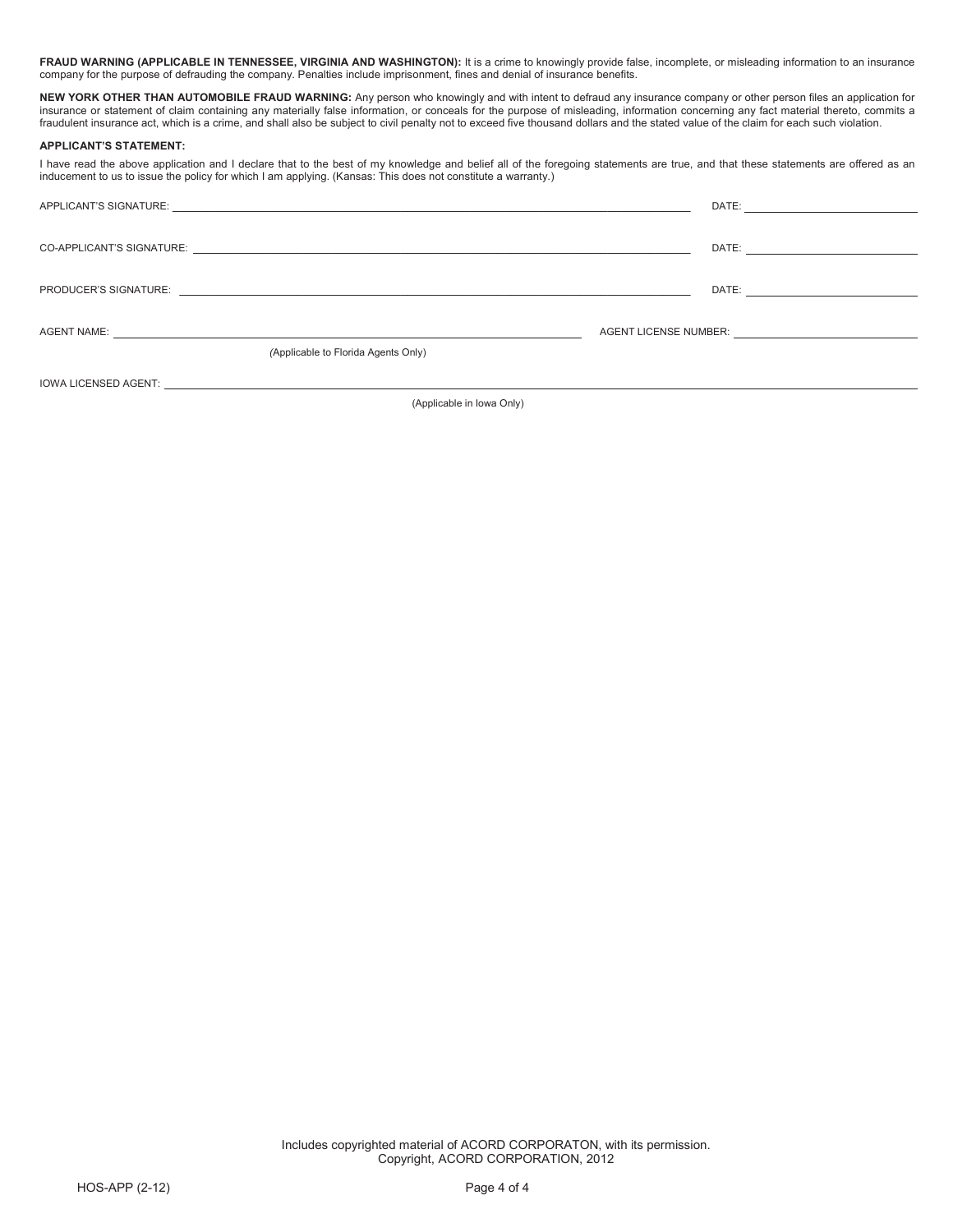**FRAUD WARNING (APPLICABLE IN TENNESSEE, VIRGINIA AND WASHINGTON):** It is a crime to knowingly provide false, incomplete, or misleading information to an insurance company for the purpose of defrauding the company. Penalties include imprisonment, fines and denial of insurance benefits.

**NEW YORK OTHER THAN AUTOMOBILE FRAUD WARNING:** Any person who knowingly and with intent to defraud any insurance company or other person files an application for insurance or statement of claim containing any materially false information, or conceals for the purpose of misleading, information concerning any fact material thereto, commits a fraudulent insurance act, which is a crime, and shall also be subject to civil penalty not to exceed five thousand dollars and the stated value of the claim for each such violation.

**APPLICANT'S STATEMENT:**

I have read the above application and I declare that to the best of my knowledge and belief all of the foregoing statements are true, and that these statements are offered as an inducement to us to issue the policy for which I am applying. (Kansas: This does not constitute a warranty.)

APPLICANT'S SIGNATURE: ______________________________ DATE: ______________

CO-APPLICANT'S SIGNATURE: ______________________________ DATE: ______________

PRODUCER'S SIGNATURE: ______________________________ DATE: ______________

AGENT NAME: ______________________________ AGENT LICENSE NUMBER: ______________

*(Applicable to Florida Agents Only)*

IOWA LICENSED AGENT: ______________________________

(Applicable in Iowa Only)

Includes copyrighted material of ACORD CORPORATON, with its permission.
Copyright, ACORD CORPORATION, 2012

HOS-APP (2-12)